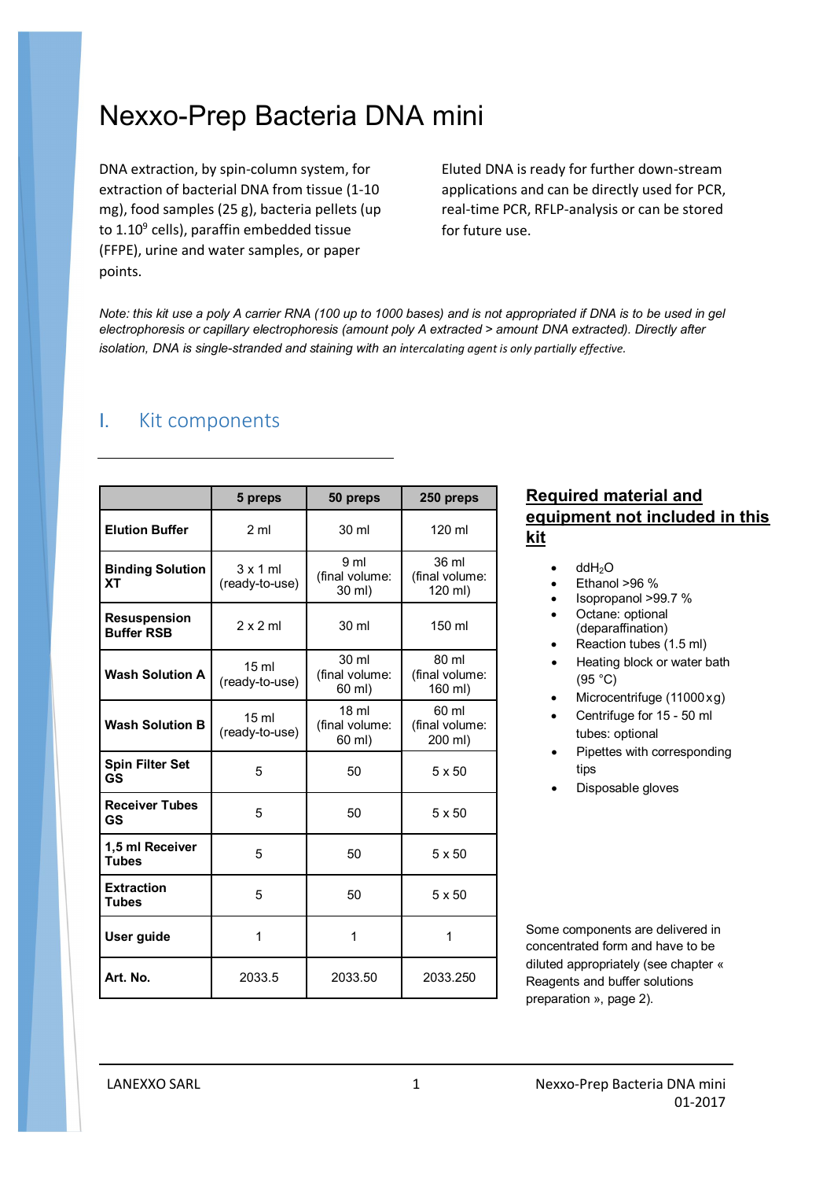# Nexxo-Prep Bacteria DNA mini

DNA extraction, by spin-column system, for extraction of bacterial DNA from tissue (1-10 mg), food samples (25 g), bacteria pellets (up to $1.10^9$ cells), paraffin embedded tissue (FFPE), urine and water samples, or paper points.

Eluted DNA is ready for further down-stream applications and can be directly used for PCR, real-time PCR, RFLP-analysis or can be stored for future use.

*Note: this kit use a poly A carrier RNA (100 up to 1000 bases) and is not appropriated if DNA is to be used in gel electrophoresis or capillary electrophoresis (amount poly A extracted > amount DNA extracted). Directly after isolation, DNA is single-stranded and staining with an intercalating agent is only partially effective.*

## I. Kit components

| | 5 preps | 50 preps | 250 preps |
|---|---|---|---|
| **Elution Buffer** | 2 ml | 30 ml | 120 ml |
| **Binding Solution XT** | 3 x 1 ml (ready-to-use) | 9 ml (final volume: 30 ml) | 36 ml (final volume: 120 ml) |
| **Resuspension Buffer RSB** | 2 x 2 ml | 30 ml | 150 ml |
| **Wash Solution A** | 15 ml (ready-to-use) | 30 ml (final volume: 60 ml) | 80 ml (final volume: 160 ml) |
| **Wash Solution B** | 15 ml (ready-to-use) | 18 ml (final volume: 60 ml) | 60 ml (final volume: 200 ml) |
| **Spin Filter Set GS** | 5 | 50 | 5 x 50 |
| **Receiver Tubes GS** | 5 | 50 | 5 x 50 |
| **1,5 ml Receiver Tubes** | 5 | 50 | 5 x 50 |
| **Extraction Tubes** | 5 | 50 | 5 x 50 |
| **User guide** | 1 | 1 | 1 |
| **Art. No.** | 2033.5 | 2033.50 | 2033.250 |

**Required material and equipment not included in this kit**

- dd$H_2O$
- Ethanol >96 %
- Isopropanol >99.7 %
- Octane: optional (deparaffination)
- Reaction tubes (1.5 ml)
- Heating block or water bath (95 °C)
- Microcentrifuge (11000 x g)
- Centrifuge for 15 - 50 ml tubes: optional
- Pipettes with corresponding tips
- Disposable gloves

Some components are delivered in concentrated form and have to be diluted appropriately (see chapter « Reagents and buffer solutions preparation », page 2).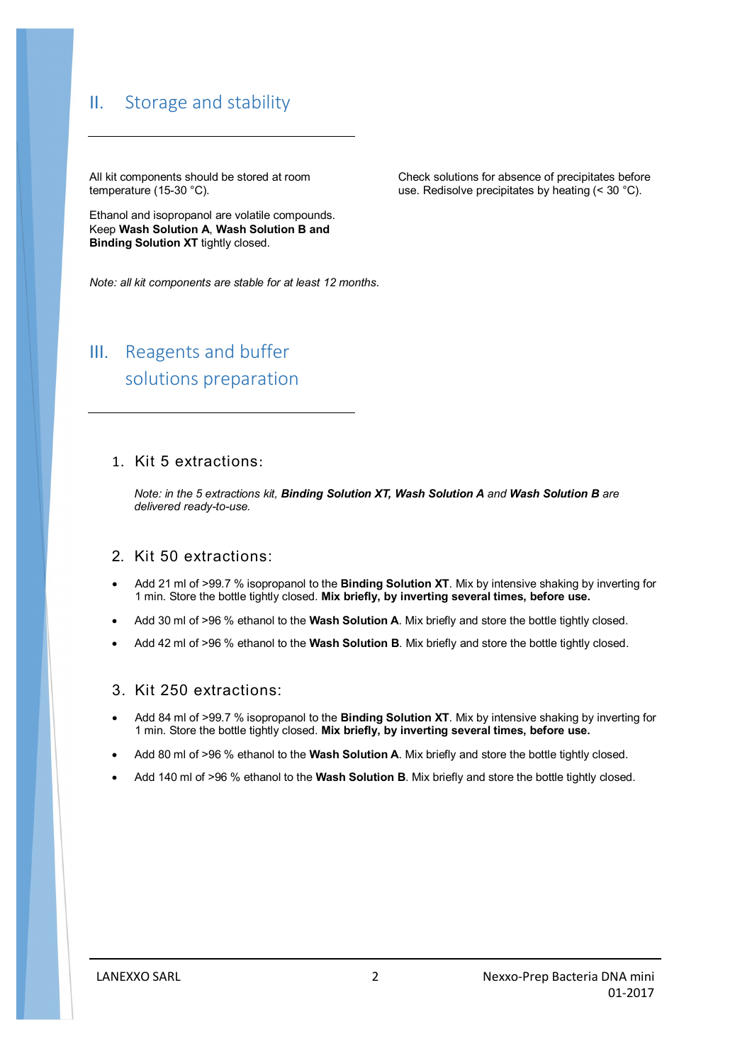## II. Storage and stability

All kit components should be stored at room temperature (15-30 °C).

Ethanol and isopropanol are volatile compounds. Keep **Wash Solution A**, **Wash Solution B and Binding Solution XT** tightly closed.

*Note: all kit components are stable for at least 12 months.*

Check solutions for absence of precipitates before use. Redisolve precipitates by heating (< 30 °C).

## III. Reagents and buffer solutions preparation

### 1. Kit 5 extractions:

*Note: in the 5 extractions kit, **Binding Solution XT, Wash Solution A** and **Wash Solution B** are delivered ready-to-use.*

### 2. Kit 50 extractions:

- Add 21 ml of >99.7 % isopropanol to the **Binding Solution XT**. Mix by intensive shaking by inverting for 1 min. Store the bottle tightly closed. **Mix briefly, by inverting several times, before use.**
- Add 30 ml of >96 % ethanol to the **Wash Solution A**. Mix briefly and store the bottle tightly closed.
- Add 42 ml of >96 % ethanol to the **Wash Solution B**. Mix briefly and store the bottle tightly closed.

### 3. Kit 250 extractions:

- Add 84 ml of >99.7 % isopropanol to the **Binding Solution XT**. Mix by intensive shaking by inverting for 1 min. Store the bottle tightly closed. **Mix briefly, by inverting several times, before use.**
- Add 80 ml of >96 % ethanol to the **Wash Solution A**. Mix briefly and store the bottle tightly closed.
- Add 140 ml of >96 % ethanol to the **Wash Solution B**. Mix briefly and store the bottle tightly closed.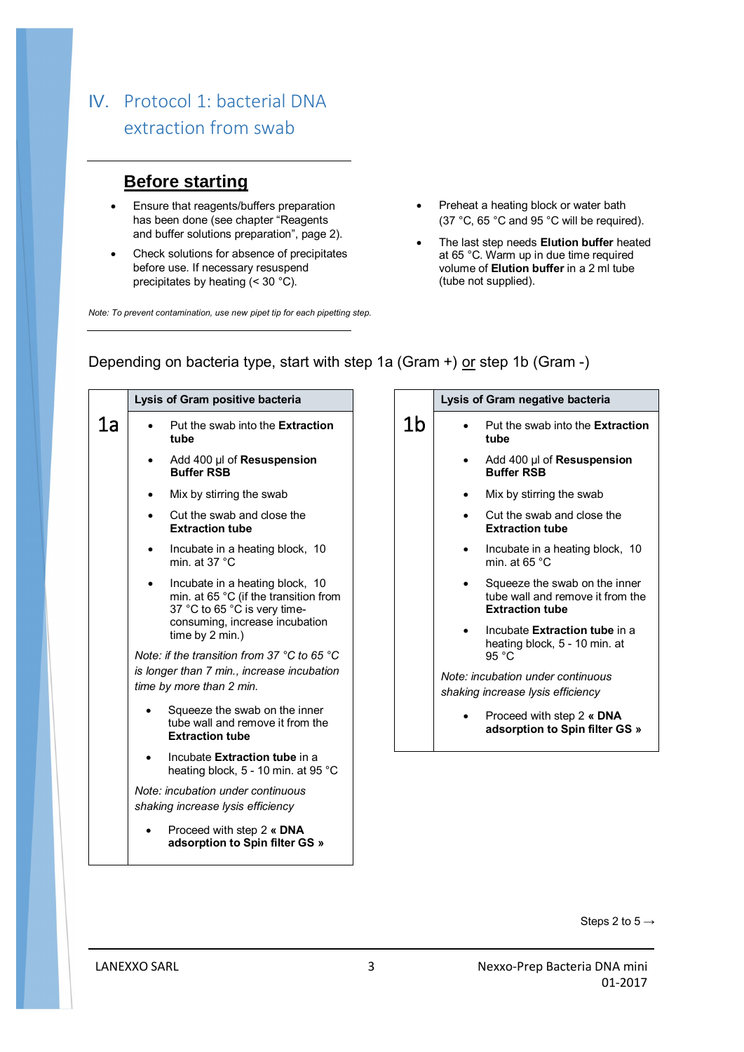# IV. Protocol 1: bacterial DNA extraction from swab

## Before starting

- Ensure that reagents/buffers preparation has been done (see chapter "Reagents and buffer solutions preparation", page 2).
- Check solutions for absence of precipitates before use. If necessary resuspend precipitates by heating (< 30 °C).
- Preheat a heating block or water bath (37 °C, 65 °C and 95 °C will be required).
- The last step needs **Elution buffer** heated at 65 °C. Warm up in due time required volume of **Elution buffer** in a 2 ml tube (tube not supplied).

*Note: To prevent contamination, use new pipet tip for each pipetting step.*

Depending on bacteria type, start with step 1a (Gram +) or step 1b (Gram -)

| | Lysis of Gram positive bacteria |
|---|---|
| 1a | • Put the swab into the **Extraction tube**<br>• Add 400 µl of **Resuspension Buffer RSB**<br>• Mix by stirring the swab<br>• Cut the swab and close the **Extraction tube**<br>• Incubate in a heating block, 10 min. at 37 °C<br>• Incubate in a heating block, 10 min. at 65 °C (if the transition from 37 °C to 65 °C is very time-consuming, increase incubation time by 2 min.)<br>*Note: if the transition from 37 °C to 65 °C is longer than 7 min., increase incubation time by more than 2 min.*<br>• Squeeze the swab on the inner tube wall and remove it from the **Extraction tube**<br>• Incubate **Extraction tube** in a heating block, 5 - 10 min. at 95 °C<br>*Note: incubation under continuous shaking increase lysis efficiency*<br>• Proceed with step 2 **« DNA adsorption to Spin filter GS »** |

| | Lysis of Gram negative bacteria |
|---|---|
| 1b | • Put the swab into the **Extraction tube**<br>• Add 400 µl of **Resuspension Buffer RSB**<br>• Mix by stirring the swab<br>• Cut the swab and close the **Extraction tube**<br>• Incubate in a heating block, 10 min. at 65 °C<br>• Squeeze the swab on the inner tube wall and remove it from the **Extraction tube**<br>• Incubate **Extraction tube** in a heating block, 5 - 10 min. at 95 °C<br>*Note: incubation under continuous shaking increase lysis efficiency*<br>• Proceed with step 2 **« DNA adsorption to Spin filter GS »** |

Steps 2 to 5 →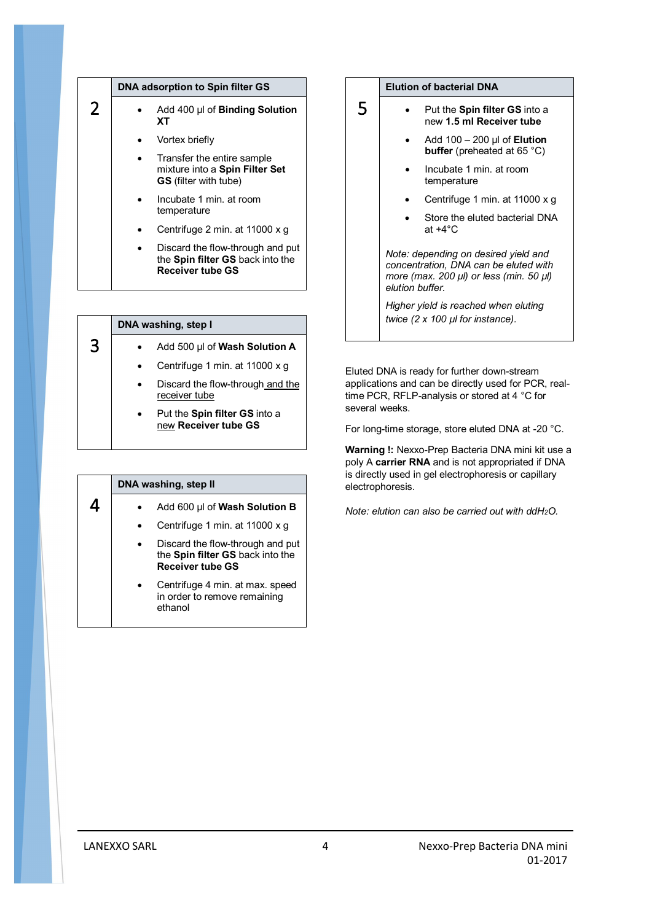## 2 DNA adsorption to Spin filter GS

- Add 400 µl of **Binding Solution XT**
- Vortex briefly
- Transfer the entire sample mixture into a **Spin Filter Set GS** (filter with tube)
- Incubate 1 min. at room temperature
- Centrifuge 2 min. at 11000 x g
- Discard the flow-through and put the **Spin filter GS** back into the **Receiver tube GS**

## 3 DNA washing, step I

- Add 500 µl of **Wash Solution A**
- Centrifuge 1 min. at 11000 x g
- Discard the flow-through and the receiver tube
- Put the **Spin filter GS** into a new **Receiver tube GS**

## 4 DNA washing, step II

- Add 600 µl of **Wash Solution B**
- Centrifuge 1 min. at 11000 x g
- Discard the flow-through and put the **Spin filter GS** back into the **Receiver tube GS**
- Centrifuge 4 min. at max. speed in order to remove remaining ethanol

## 5 Elution of bacterial DNA

- Put the **Spin filter GS** into a new **1.5 ml Receiver tube**
- Add 100 – 200 µl of **Elution buffer** (preheated at 65 °C)
- Incubate 1 min. at room temperature
- Centrifuge 1 min. at 11000 x g
- Store the eluted bacterial DNA at +4°C

*Note: depending on desired yield and concentration, DNA can be eluted with more (max. 200 µl) or less (min. 50 µl) elution buffer.*

*Higher yield is reached when eluting twice (2 x 100 µl for instance).*

Eluted DNA is ready for further down-stream applications and can be directly used for PCR, real-time PCR, RFLP-analysis or stored at 4 °C for several weeks.

For long-time storage, store eluted DNA at -20 °C.

**Warning !:** Nexxo-Prep Bacteria DNA mini kit use a poly A **carrier RNA** and is not appropriated if DNA is directly used in gel electrophoresis or capillary electrophoresis.

*Note: elution can also be carried out with ddH$_2$O.*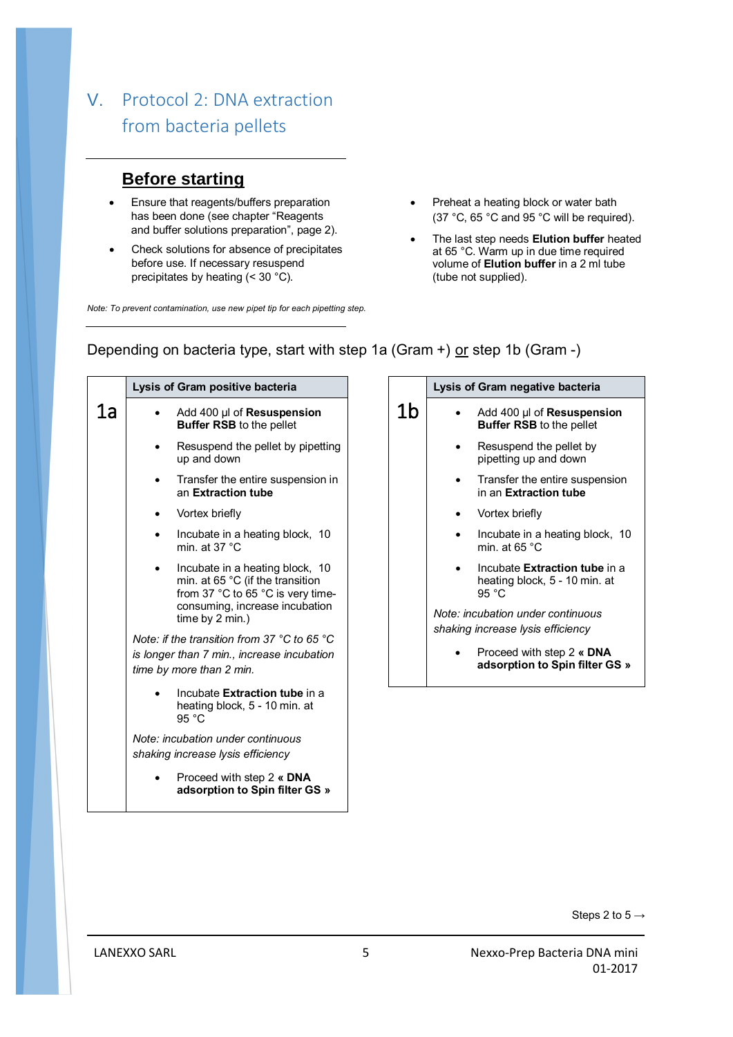# V. Protocol 2: DNA extraction from bacteria pellets

## Before starting

- Ensure that reagents/buffers preparation has been done (see chapter "Reagents and buffer solutions preparation", page 2).
- Check solutions for absence of precipitates before use. If necessary resuspend precipitates by heating (< 30 °C).
- Preheat a heating block or water bath (37 °C, 65 °C and 95 °C will be required).
- The last step needs **Elution buffer** heated at 65 °C. Warm up in due time required volume of **Elution buffer** in a 2 ml tube (tube not supplied).

*Note: To prevent contamination, use new pipet tip for each pipetting step.*

Depending on bacteria type, start with step 1a (Gram +) or step 1b (Gram -)

**1a – Lysis of Gram positive bacteria**

- Add 400 µl of **Resuspension Buffer RSB** to the pellet
- Resuspend the pellet by pipetting up and down
- Transfer the entire suspension in an **Extraction tube**
- Vortex briefly
- Incubate in a heating block, 10 min. at 37 °C
- Incubate in a heating block, 10 min. at 65 °C (if the transition from 37 °C to 65 °C is very time-consuming, increase incubation time by 2 min.)

*Note: if the transition from 37 °C to 65 °C is longer than 7 min., increase incubation time by more than 2 min.*

- Incubate **Extraction tube** in a heating block, 5 - 10 min. at 95 °C

*Note: incubation under continuous shaking increase lysis efficiency*

- Proceed with step 2 **« DNA adsorption to Spin filter GS »**

**1b – Lysis of Gram negative bacteria**

- Add 400 µl of **Resuspension Buffer RSB** to the pellet
- Resuspend the pellet by pipetting up and down
- Transfer the entire suspension in an **Extraction tube**
- Vortex briefly
- Incubate in a heating block, 10 min. at 65 °C
- Incubate **Extraction tube** in a heating block, 5 - 10 min. at 95 °C

*Note: incubation under continuous shaking increase lysis efficiency*

- Proceed with step 2 **« DNA adsorption to Spin filter GS »**

Steps 2 to 5 →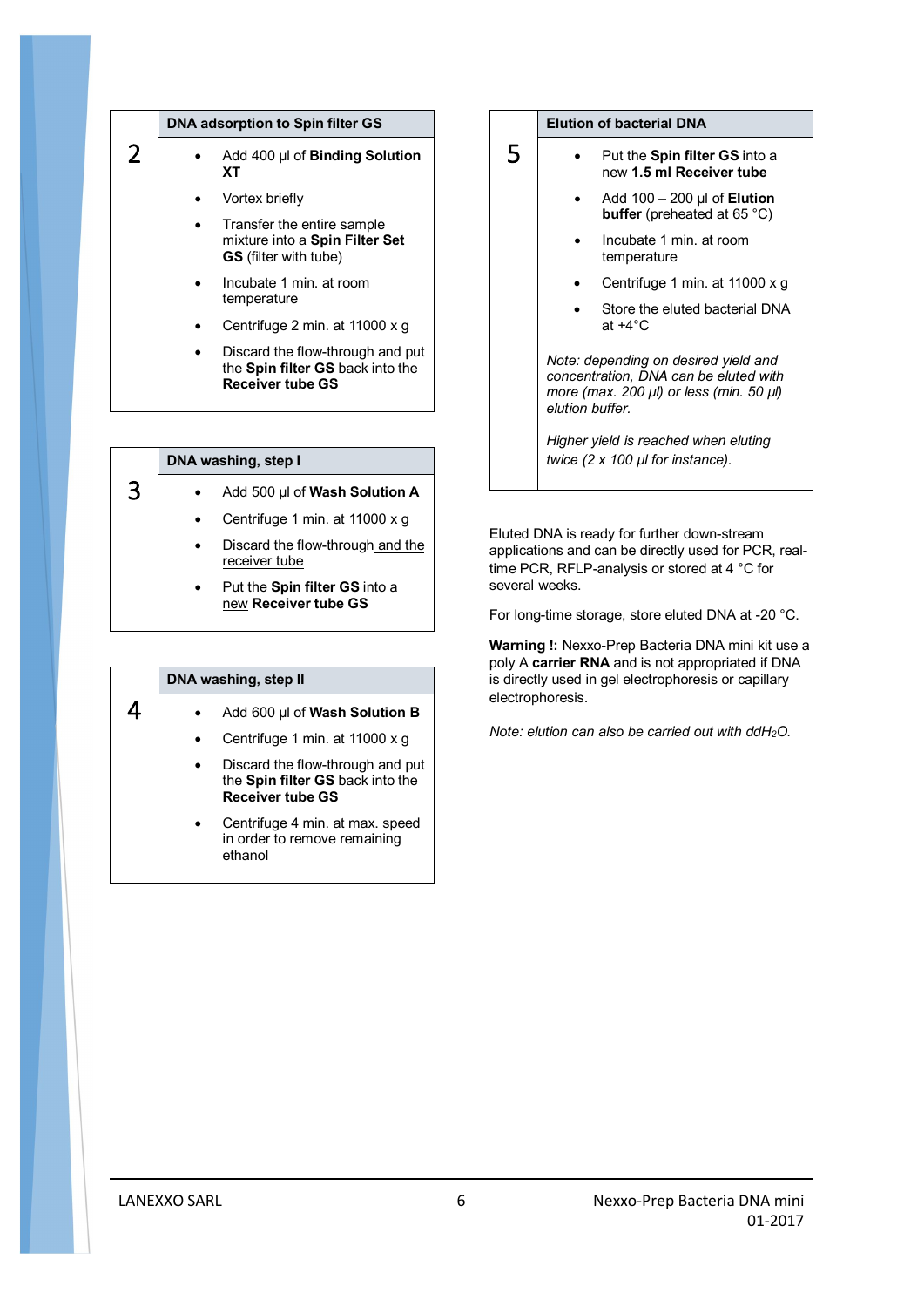## 2 DNA adsorption to Spin filter GS

- Add 400 µl of **Binding Solution XT**
- Vortex briefly
- Transfer the entire sample mixture into a **Spin Filter Set GS** (filter with tube)
- Incubate 1 min. at room temperature
- Centrifuge 2 min. at 11000 x g
- Discard the flow-through and put the **Spin filter GS** back into the **Receiver tube GS**

## 3 DNA washing, step I

- Add 500 µl of **Wash Solution A**
- Centrifuge 1 min. at 11000 x g
- Discard the flow-through and the receiver tube
- Put the **Spin filter GS** into a new **Receiver tube GS**

## 4 DNA washing, step II

- Add 600 µl of **Wash Solution B**
- Centrifuge 1 min. at 11000 x g
- Discard the flow-through and put the **Spin filter GS** back into the **Receiver tube GS**
- Centrifuge 4 min. at max. speed in order to remove remaining ethanol

## 5 Elution of bacterial DNA

- Put the **Spin filter GS** into a new **1.5 ml Receiver tube**
- Add 100 – 200 µl of **Elution buffer** (preheated at 65 °C)
- Incubate 1 min. at room temperature
- Centrifuge 1 min. at 11000 x g
- Store the eluted bacterial DNA at +4°C

*Note: depending on desired yield and concentration, DNA can be eluted with more (max. 200 µl) or less (min. 50 µl) elution buffer.*

*Higher yield is reached when eluting twice (2 x 100 µl for instance).*

Eluted DNA is ready for further down-stream applications and can be directly used for PCR, real-time PCR, RFLP-analysis or stored at 4 °C for several weeks.

For long-time storage, store eluted DNA at -20 °C.

**Warning !:** Nexxo-Prep Bacteria DNA mini kit use a poly A **carrier RNA** and is not appropriated if DNA is directly used in gel electrophoresis or capillary electrophoresis.

*Note: elution can also be carried out with ddH$_2$O.*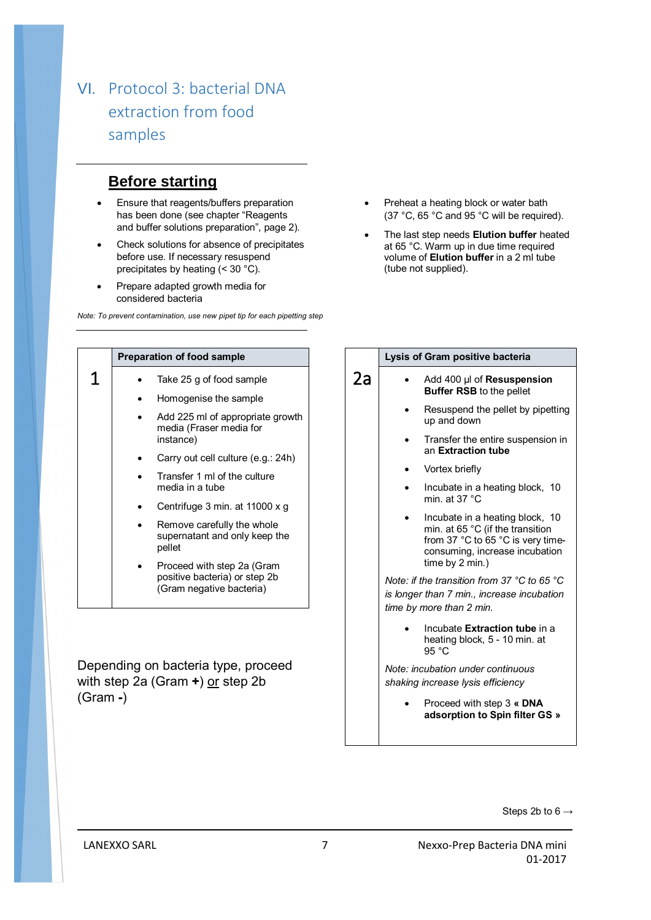# VI. Protocol 3: bacterial DNA extraction from food samples

## Before starting

- Ensure that reagents/buffers preparation has been done (see chapter "Reagents and buffer solutions preparation", page 2).
- Check solutions for absence of precipitates before use. If necessary resuspend precipitates by heating (< 30 °C).
- Prepare adapted growth media for considered bacteria
- Preheat a heating block or water bath (37 °C, 65 °C and 95 °C will be required).
- The last step needs **Elution buffer** heated at 65 °C. Warm up in due time required volume of **Elution buffer** in a 2 ml tube (tube not supplied).

*Note: To prevent contamination, use new pipet tip for each pipetting step*

| | Preparation of food sample |
|---|---|
| 1 | • Take 25 g of food sample<br>• Homogenise the sample<br>• Add 225 ml of appropriate growth media (Fraser media for instance)<br>• Carry out cell culture (e.g.: 24h)<br>• Transfer 1 ml of the culture media in a tube<br>• Centrifuge 3 min. at 11000 x g<br>• Remove carefully the whole supernatant and only keep the pellet<br>• Proceed with step 2a (Gram positive bacteria) or step 2b (Gram negative bacteria) |

Depending on bacteria type, proceed with step 2a (Gram **+**) <u>or</u> step 2b (Gram **-**)

| | Lysis of Gram positive bacteria |
|---|---|
| 2a | • Add 400 µl of **Resuspension Buffer RSB** to the pellet<br>• Resuspend the pellet by pipetting up and down<br>• Transfer the entire suspension in an **Extraction tube**<br>• Vortex briefly<br>• Incubate in a heating block, 10 min. at 37 °C<br>• Incubate in a heating block, 10 min. at 65 °C (if the transition from 37 °C to 65 °C is very time-consuming, increase incubation time by 2 min.)<br>*Note: if the transition from 37 °C to 65 °C is longer than 7 min., increase incubation time by more than 2 min.*<br>• Incubate **Extraction tube** in a heating block, 5 - 10 min. at 95 °C<br>*Note: incubation under continuous shaking increase lysis efficiency*<br>• Proceed with step 3 **« DNA adsorption to Spin filter GS »** |

Steps 2b to 6 →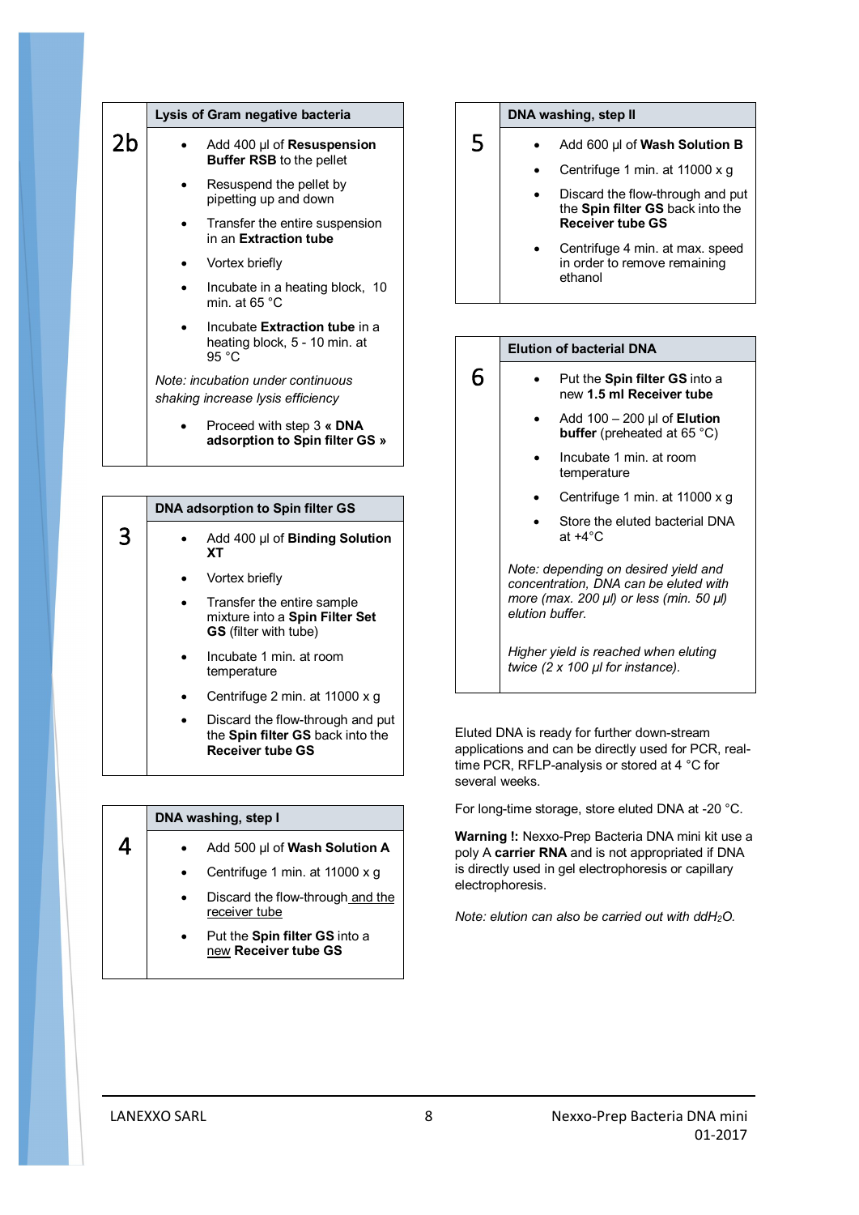## 2b Lysis of Gram negative bacteria

- Add 400 µl of **Resuspension Buffer RSB** to the pellet
- Resuspend the pellet by pipetting up and down
- Transfer the entire suspension in an **Extraction tube**
- Vortex briefly
- Incubate in a heating block, 10 min. at 65 °C
- Incubate **Extraction tube** in a heating block, 5 - 10 min. at 95 °C

*Note: incubation under continuous shaking increase lysis efficiency*

- Proceed with step 3 **« DNA adsorption to Spin filter GS »**

## 3 DNA adsorption to Spin filter GS

- Add 400 µl of **Binding Solution XT**
- Vortex briefly
- Transfer the entire sample mixture into a **Spin Filter Set GS** (filter with tube)
- Incubate 1 min. at room temperature
- Centrifuge 2 min. at 11000 x g
- Discard the flow-through and put the **Spin filter GS** back into the **Receiver tube GS**

## 4 DNA washing, step I

- Add 500 µl of **Wash Solution A**
- Centrifuge 1 min. at 11000 x g
- Discard the flow-through and the receiver tube
- Put the **Spin filter GS** into a new **Receiver tube GS**

## 5 DNA washing, step II

- Add 600 µl of **Wash Solution B**
- Centrifuge 1 min. at 11000 x g
- Discard the flow-through and put the **Spin filter GS** back into the **Receiver tube GS**
- Centrifuge 4 min. at max. speed in order to remove remaining ethanol

## 6 Elution of bacterial DNA

- Put the **Spin filter GS** into a new **1.5 ml Receiver tube**
- Add 100 – 200 µl of **Elution buffer** (preheated at 65 °C)
- Incubate 1 min. at room temperature
- Centrifuge 1 min. at 11000 x g
- Store the eluted bacterial DNA at +4°C

*Note: depending on desired yield and concentration, DNA can be eluted with more (max. 200 µl) or less (min. 50 µl) elution buffer.*

*Higher yield is reached when eluting twice (2 x 100 µl for instance).*

Eluted DNA is ready for further down-stream applications and can be directly used for PCR, real-time PCR, RFLP-analysis or stored at 4 °C for several weeks.

For long-time storage, store eluted DNA at -20 °C.

**Warning !:** Nexxo-Prep Bacteria DNA mini kit use a poly A **carrier RNA** and is not appropriated if DNA is directly used in gel electrophoresis or capillary electrophoresis.

*Note: elution can also be carried out with $ddH_2O$.*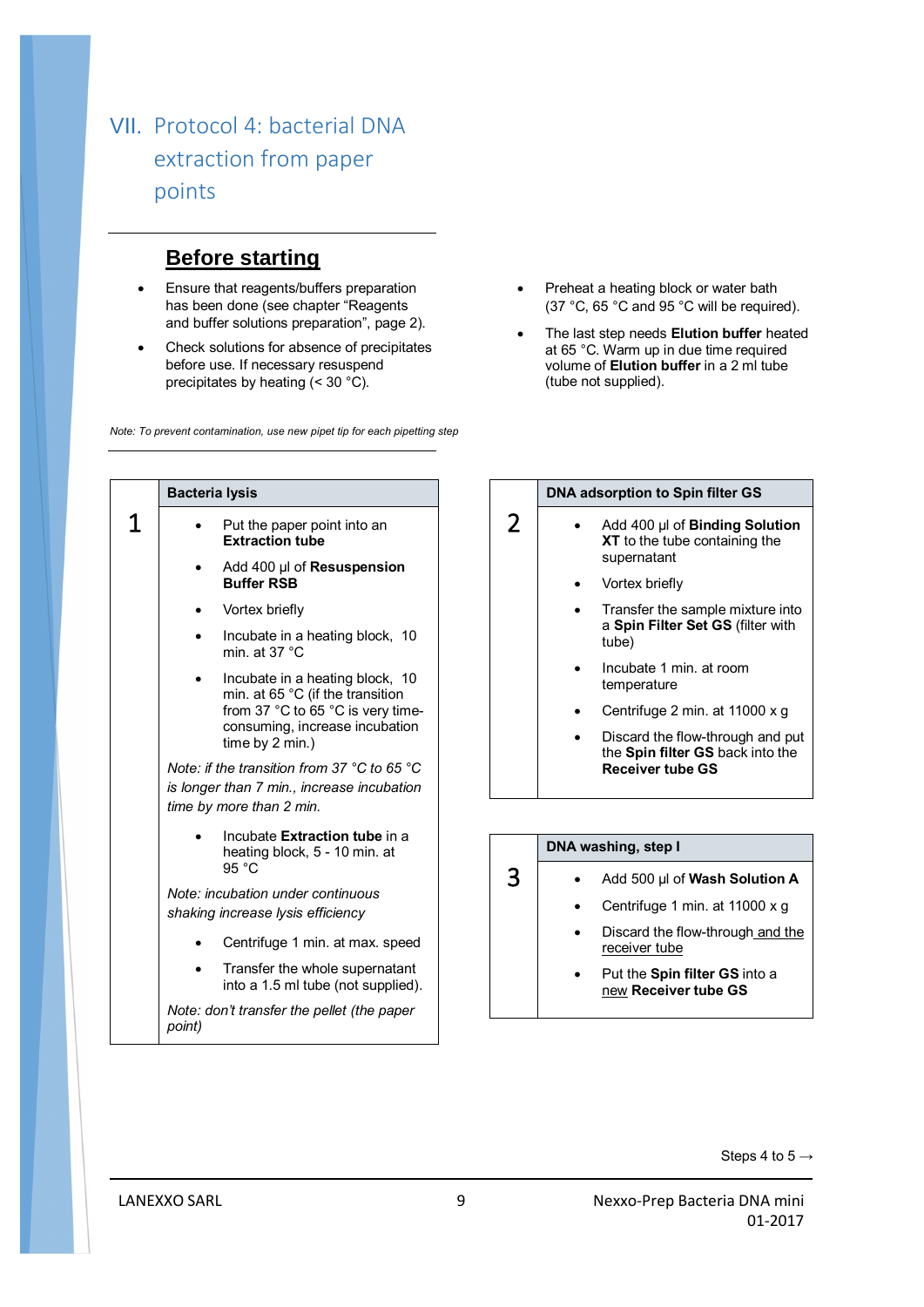# VII. Protocol 4: bacterial DNA extraction from paper points

## Before starting

- Ensure that reagents/buffers preparation has been done (see chapter “Reagents and buffer solutions preparation”, page 2).
- Check solutions for absence of precipitates before use. If necessary resuspend precipitates by heating (< 30 °C).
- Preheat a heating block or water bath (37 °C, 65 °C and 95 °C will be required).
- The last step needs **Elution buffer** heated at 65 °C. Warm up in due time required volume of **Elution buffer** in a 2 ml tube (tube not supplied).

*Note: To prevent contamination, use new pipet tip for each pipetting step*

### 1 Bacteria lysis

- Put the paper point into an **Extraction tube**
- Add 400 µl of **Resuspension Buffer RSB**
- Vortex briefly
- Incubate in a heating block, 10 min. at 37 °C
- Incubate in a heating block, 10 min. at 65 °C (if the transition from 37 °C to 65 °C is very time-consuming, increase incubation time by 2 min.)

*Note: if the transition from 37 °C to 65 °C is longer than 7 min., increase incubation time by more than 2 min.*

- Incubate **Extraction tube** in a heating block, 5 - 10 min. at 95 °C

*Note: incubation under continuous shaking increase lysis efficiency*

- Centrifuge 1 min. at max. speed
- Transfer the whole supernatant into a 1.5 ml tube (not supplied).

*Note: don't transfer the pellet (the paper point)*

### 2 DNA adsorption to Spin filter GS

- Add 400 µl of **Binding Solution XT** to the tube containing the supernatant
- Vortex briefly
- Transfer the sample mixture into a **Spin Filter Set GS** (filter with tube)
- Incubate 1 min. at room temperature
- Centrifuge 2 min. at 11000 x g
- Discard the flow-through and put the **Spin filter GS** back into the **Receiver tube GS**

### 3 DNA washing, step I

- Add 500 µl of **Wash Solution A**
- Centrifuge 1 min. at 11000 x g
- Discard the flow-through and the receiver tube
- Put the **Spin filter GS** into a new **Receiver tube GS**

Steps 4 to 5 →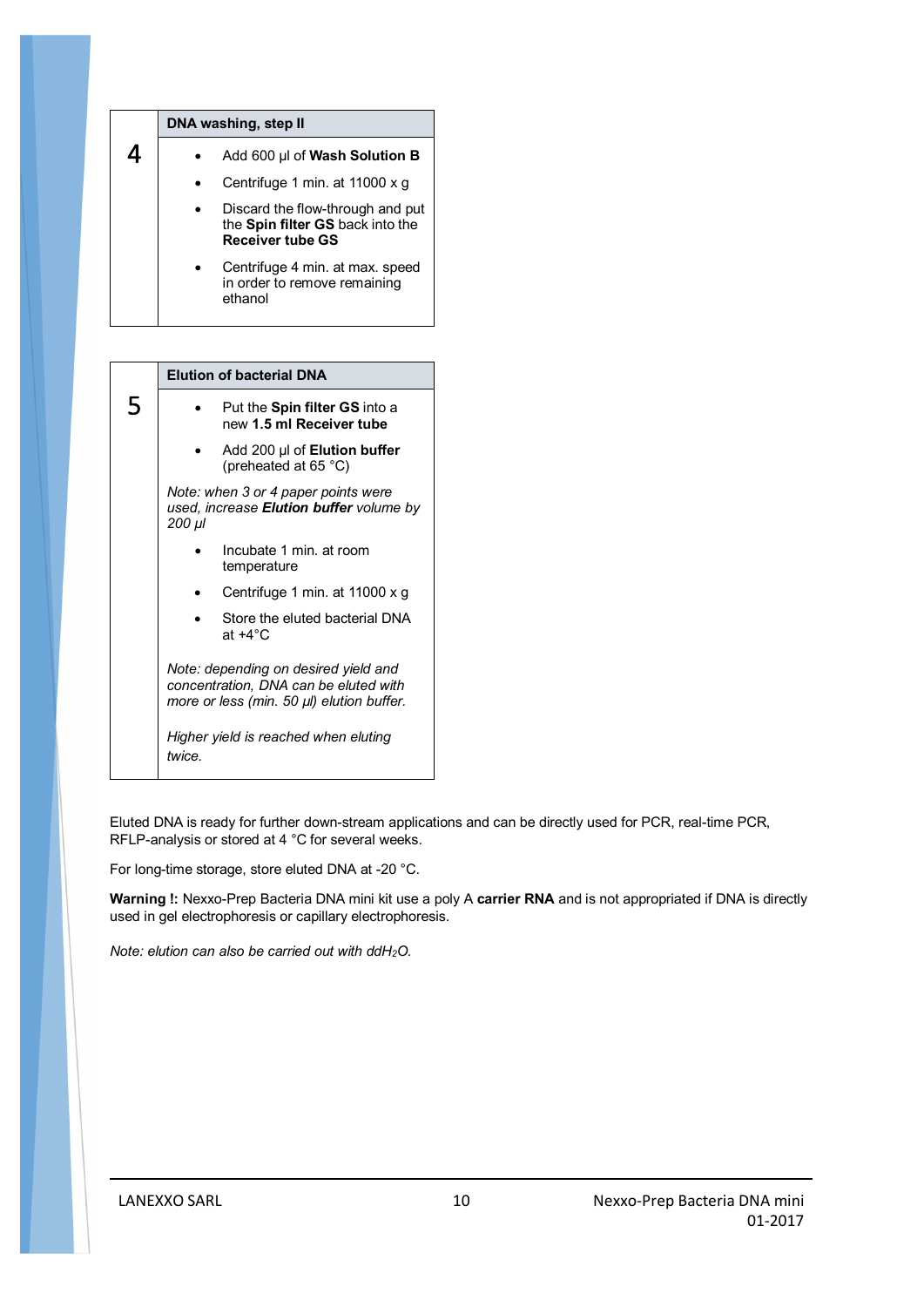| 4 | **DNA washing, step II** |
|---|---|
| | • Add 600 µl of **Wash Solution B**<br>• Centrifuge 1 min. at 11000 x g<br>• Discard the flow-through and put the **Spin filter GS** back into the **Receiver tube GS**<br>• Centrifuge 4 min. at max. speed in order to remove remaining ethanol |

| 5 | **Elution of bacterial DNA** |
|---|---|
| | • Put the **Spin filter GS** into a new **1.5 ml Receiver tube**<br>• Add 200 µl of **Elution buffer** (preheated at 65 °C)<br>*Note: when 3 or 4 paper points were used, increase **Elution buffer** volume by 200 µl*<br>• Incubate 1 min. at room temperature<br>• Centrifuge 1 min. at 11000 x g<br>• Store the eluted bacterial DNA at +4°C<br>*Note: depending on desired yield and concentration, DNA can be eluted with more or less (min. 50 µl) elution buffer.*<br>*Higher yield is reached when eluting twice.* |

Eluted DNA is ready for further down-stream applications and can be directly used for PCR, real-time PCR, RFLP-analysis or stored at 4 °C for several weeks.

For long-time storage, store eluted DNA at -20 °C.

**Warning !:** Nexxo-Prep Bacteria DNA mini kit use a poly A **carrier RNA** and is not appropriated if DNA is directly used in gel electrophoresis or capillary electrophoresis.

*Note: elution can also be carried out with $ddH_2O$.*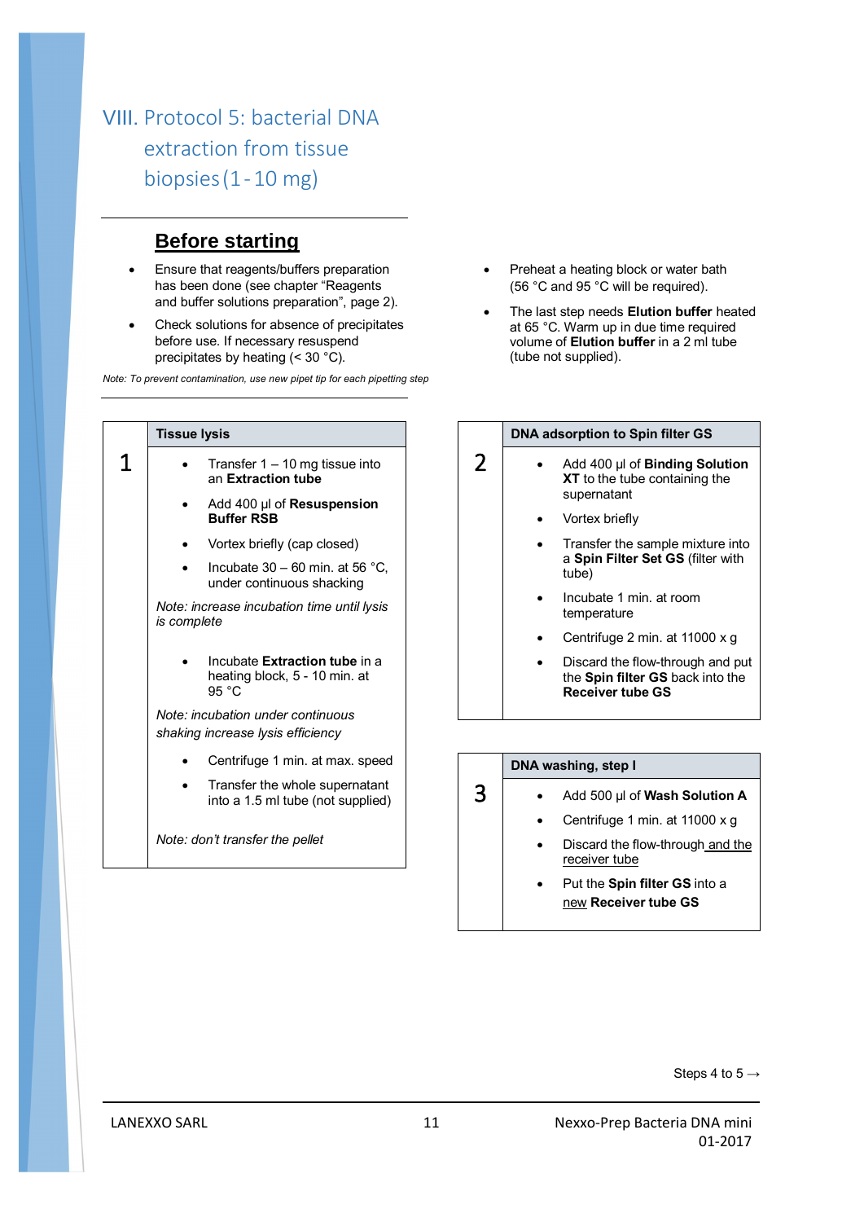# VIII. Protocol 5: bacterial DNA extraction from tissue biopsies (1 - 10 mg)

## Before starting

- Ensure that reagents/buffers preparation has been done (see chapter "Reagents and buffer solutions preparation", page 2).
- Check solutions for absence of precipitates before use. If necessary resuspend precipitates by heating (< 30 °C).

*Note: To prevent contamination, use new pipet tip for each pipetting step*

- Preheat a heating block or water bath (56 °C and 95 °C will be required).
- The last step needs **Elution buffer** heated at 65 °C. Warm up in due time required volume of **Elution buffer** in a 2 ml tube (tube not supplied).

### 1 Tissue lysis

- Transfer 1 – 10 mg tissue into an **Extraction tube**
- Add 400 µl of **Resuspension Buffer RSB**
- Vortex briefly (cap closed)
- Incubate 30 – 60 min. at 56 °C, under continuous shacking

*Note: increase incubation time until lysis is complete*

- Incubate **Extraction tube** in a heating block, 5 - 10 min. at 95 °C

*Note: incubation under continuous shaking increase lysis efficiency*

- Centrifuge 1 min. at max. speed
- Transfer the whole supernatant into a 1.5 ml tube (not supplied)

*Note: don't transfer the pellet*

### 2 DNA adsorption to Spin filter GS

- Add 400 µl of **Binding Solution XT** to the tube containing the supernatant
- Vortex briefly
- Transfer the sample mixture into a **Spin Filter Set GS** (filter with tube)
- Incubate 1 min. at room temperature
- Centrifuge 2 min. at 11000 x g
- Discard the flow-through and put the **Spin filter GS** back into the **Receiver tube GS**

### 3 DNA washing, step I

- Add 500 µl of **Wash Solution A**
- Centrifuge 1 min. at 11000 x g
- Discard the flow-through and the receiver tube
- Put the **Spin filter GS** into a new **Receiver tube GS**

Steps 4 to 5 →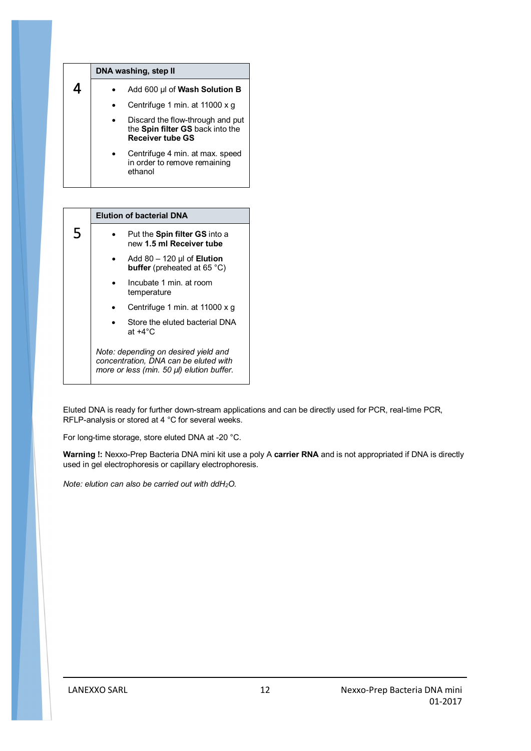| 4 | **DNA washing, step II** |
|---|---|
| | • Add 600 µl of **Wash Solution B**<br>• Centrifuge 1 min. at 11000 x g<br>• Discard the flow-through and put the **Spin filter GS** back into the **Receiver tube GS**<br>• Centrifuge 4 min. at max. speed in order to remove remaining ethanol |

| 5 | **Elution of bacterial DNA** |
|---|---|
| | • Put the **Spin filter GS** into a new **1.5 ml Receiver tube**<br>• Add 80 – 120 µl of **Elution buffer** (preheated at 65 °C)<br>• Incubate 1 min. at room temperature<br>• Centrifuge 1 min. at 11000 x g<br>• Store the eluted bacterial DNA at +4°C<br><br>*Note: depending on desired yield and concentration, DNA can be eluted with more or less (min. 50 µl) elution buffer.* |

Eluted DNA is ready for further down-stream applications and can be directly used for PCR, real-time PCR, RFLP-analysis or stored at 4 °C for several weeks.

For long-time storage, store eluted DNA at -20 °C.

**Warning !:** Nexxo-Prep Bacteria DNA mini kit use a poly A **carrier RNA** and is not appropriated if DNA is directly used in gel electrophoresis or capillary electrophoresis.

*Note: elution can also be carried out with ddH$_2$O.*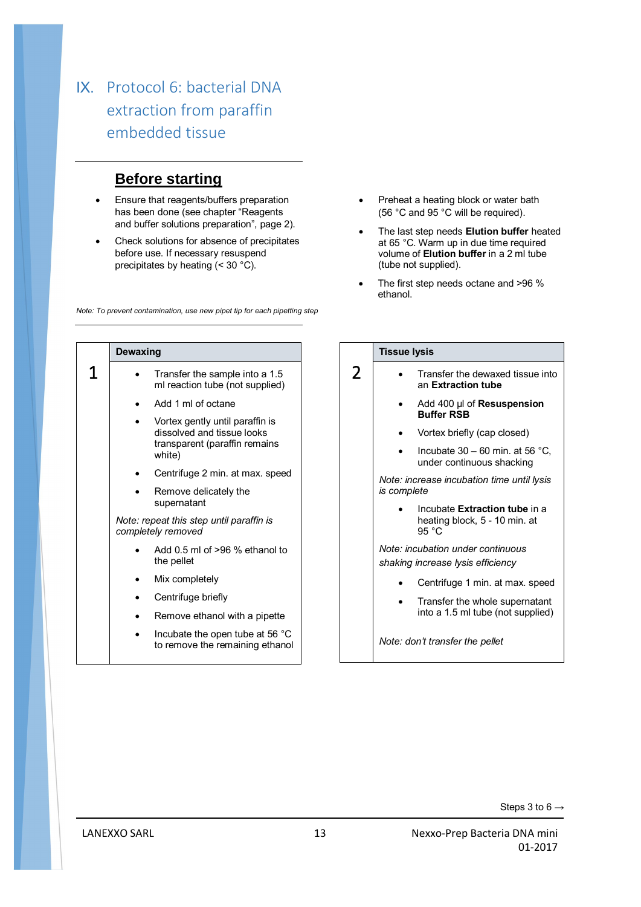# IX. Protocol 6: bacterial DNA extraction from paraffin embedded tissue

## Before starting

- Ensure that reagents/buffers preparation has been done (see chapter "Reagents and buffer solutions preparation", page 2).
- Check solutions for absence of precipitates before use. If necessary resuspend precipitates by heating (< 30 °C).
- Preheat a heating block or water bath (56 °C and 95 °C will be required).
- The last step needs **Elution buffer** heated at 65 °C. Warm up in due time required volume of **Elution buffer** in a 2 ml tube (tube not supplied).
- The first step needs octane and >96 % ethanol.

*Note: To prevent contamination, use new pipet tip for each pipetting step*

### 1 Dewaxing

- Transfer the sample into a 1.5 ml reaction tube (not supplied)
- Add 1 ml of octane
- Vortex gently until paraffin is dissolved and tissue looks transparent (paraffin remains white)
- Centrifuge 2 min. at max. speed
- Remove delicately the supernatant

*Note: repeat this step until paraffin is completely removed*

- Add 0.5 ml of >96 % ethanol to the pellet
- Mix completely
- Centrifuge briefly
- Remove ethanol with a pipette
- Incubate the open tube at 56 °C to remove the remaining ethanol

### 2 Tissue lysis

- Transfer the dewaxed tissue into an **Extraction tube**
- Add 400 µl of **Resuspension Buffer RSB**
- Vortex briefly (cap closed)
- Incubate 30 – 60 min. at 56 °C, under continuous shacking

*Note: increase incubation time until lysis is complete*

- Incubate **Extraction tube** in a heating block, 5 - 10 min. at 95 °C

*Note: incubation under continuous shaking increase lysis efficiency*

- Centrifuge 1 min. at max. speed
- Transfer the whole supernatant into a 1.5 ml tube (not supplied)

*Note: don't transfer the pellet*

Steps 3 to 6 →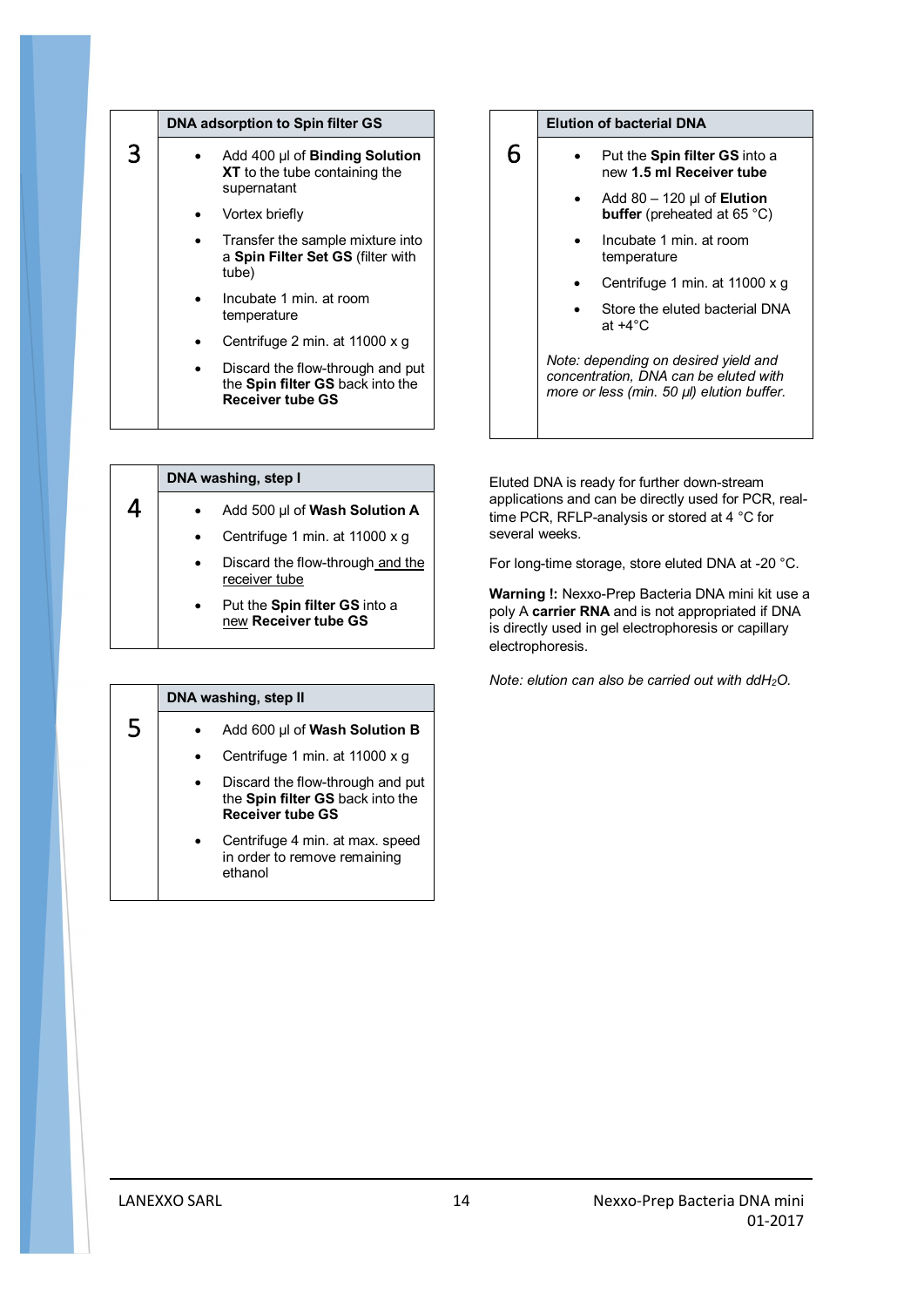## 3 DNA adsorption to Spin filter GS

- Add 400 µl of **Binding Solution XT** to the tube containing the supernatant
- Vortex briefly
- Transfer the sample mixture into a **Spin Filter Set GS** (filter with tube)
- Incubate 1 min. at room temperature
- Centrifuge 2 min. at 11000 x g
- Discard the flow-through and put the **Spin filter GS** back into the **Receiver tube GS**

## 4 DNA washing, step I

- Add 500 µl of **Wash Solution A**
- Centrifuge 1 min. at 11000 x g
- Discard the flow-through and the receiver tube
- Put the **Spin filter GS** into a new **Receiver tube GS**

## 5 DNA washing, step II

- Add 600 µl of **Wash Solution B**
- Centrifuge 1 min. at 11000 x g
- Discard the flow-through and put the **Spin filter GS** back into the **Receiver tube GS**
- Centrifuge 4 min. at max. speed in order to remove remaining ethanol

## 6 Elution of bacterial DNA

- Put the **Spin filter GS** into a new **1.5 ml Receiver tube**
- Add 80 – 120 µl of **Elution buffer** (preheated at 65 °C)
- Incubate 1 min. at room temperature
- Centrifuge 1 min. at 11000 x g
- Store the eluted bacterial DNA at +4°C

*Note: depending on desired yield and concentration, DNA can be eluted with more or less (min. 50 µl) elution buffer.*

Eluted DNA is ready for further down-stream applications and can be directly used for PCR, real-time PCR, RFLP-analysis or stored at 4 °C for several weeks.

For long-time storage, store eluted DNA at -20 °C.

**Warning !:** Nexxo-Prep Bacteria DNA mini kit use a poly A **carrier RNA** and is not appropriated if DNA is directly used in gel electrophoresis or capillary electrophoresis.

*Note: elution can also be carried out with $ddH_2O$.*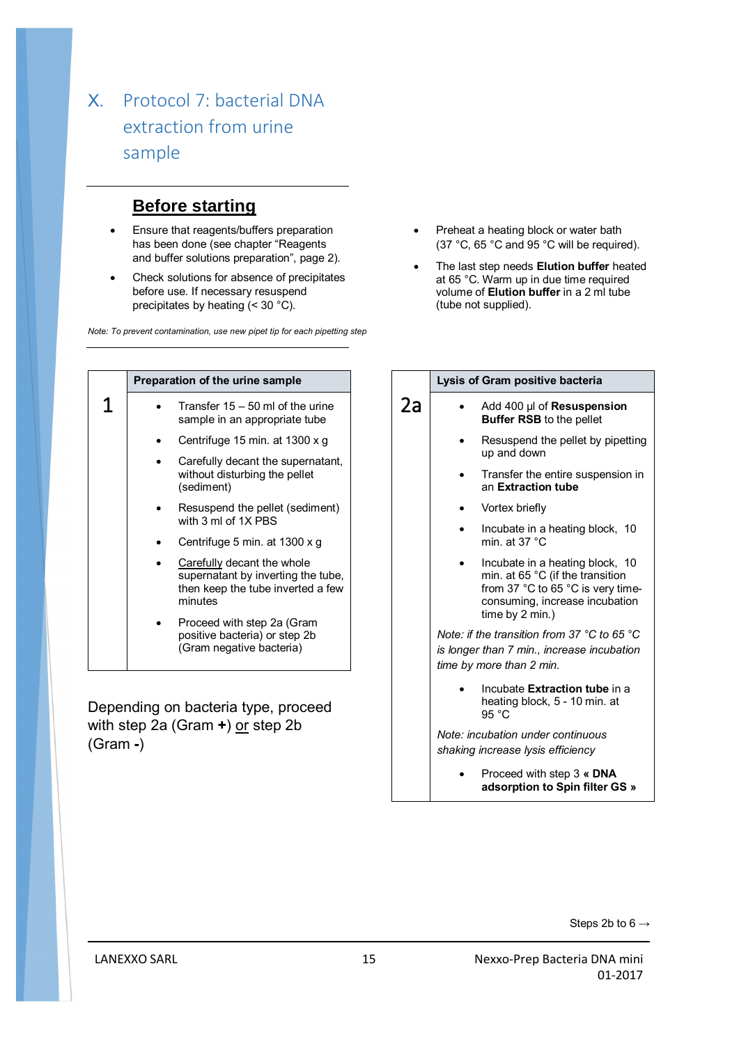# X. Protocol 7: bacterial DNA extraction from urine sample

## Before starting

- Ensure that reagents/buffers preparation has been done (see chapter "Reagents and buffer solutions preparation", page 2).
- Check solutions for absence of precipitates before use. If necessary resuspend precipitates by heating (< 30 °C).
- Preheat a heating block or water bath (37 °C, 65 °C and 95 °C will be required).
- The last step needs **Elution buffer** heated at 65 °C. Warm up in due time required volume of **Elution buffer** in a 2 ml tube (tube not supplied).

*Note: To prevent contamination, use new pipet tip for each pipetting step*

| | **Preparation of the urine sample** |
|---|---|
| 1 | • Transfer 15 – 50 ml of the urine sample in an appropriate tube<br>• Centrifuge 15 min. at 1300 x g<br>• Carefully decant the supernatant, without disturbing the pellet (sediment)<br>• Resuspend the pellet (sediment) with 3 ml of 1X PBS<br>• Centrifuge 5 min. at 1300 x g<br>• Carefully decant the whole supernatant by inverting the tube, then keep the tube inverted a few minutes<br>• Proceed with step 2a (Gram positive bacteria) or step 2b (Gram negative bacteria) |

Depending on bacteria type, proceed with step 2a (Gram **+**) or step 2b (Gram **-**)

| | **Lysis of Gram positive bacteria** |
|---|---|
| 2a | • Add 400 µl of **Resuspension Buffer RSB** to the pellet<br>• Resuspend the pellet by pipetting up and down<br>• Transfer the entire suspension in an **Extraction tube**<br>• Vortex briefly<br>• Incubate in a heating block, 10 min. at 37 °C<br>• Incubate in a heating block, 10 min. at 65 °C (if the transition from 37 °C to 65 °C is very time-consuming, increase incubation time by 2 min.)<br>*Note: if the transition from 37 °C to 65 °C is longer than 7 min., increase incubation time by more than 2 min.*<br>• Incubate **Extraction tube** in a heating block, 5 - 10 min. at 95 °C<br>*Note: incubation under continuous shaking increase lysis efficiency*<br>• Proceed with step 3 **« DNA adsorption to Spin filter GS »** |

Steps 2b to 6 →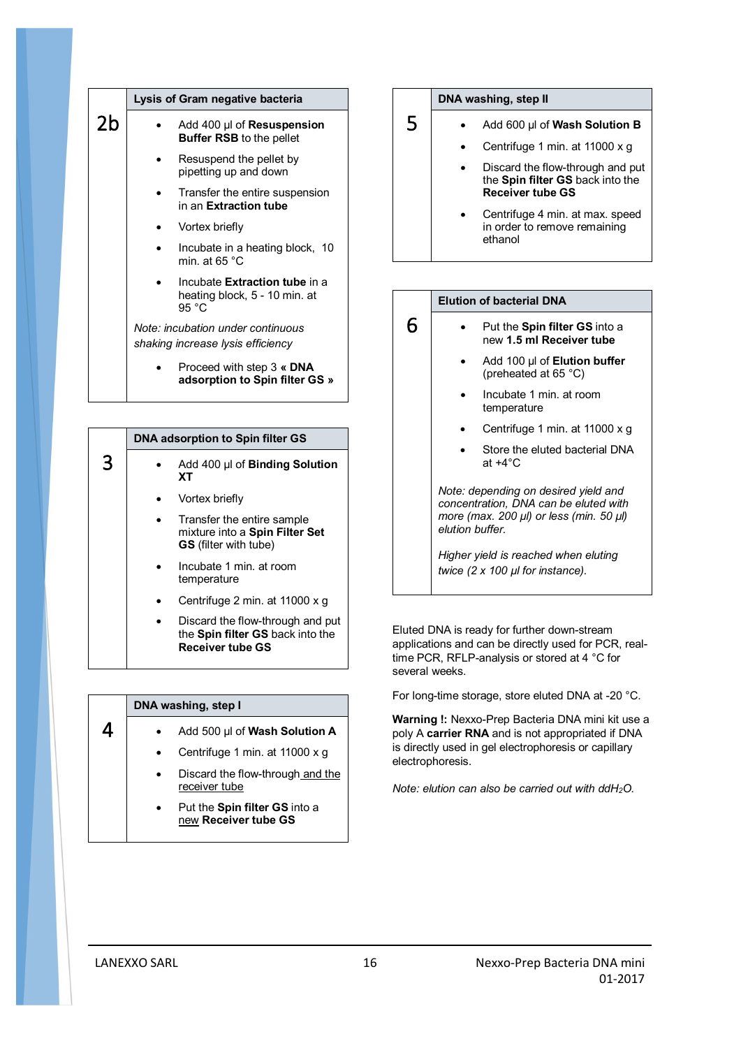## 2b Lysis of Gram negative bacteria

- Add 400 µl of **Resuspension Buffer RSB** to the pellet
- Resuspend the pellet by pipetting up and down
- Transfer the entire suspension in an **Extraction tube**
- Vortex briefly
- Incubate in a heating block, 10 min. at 65 °C
- Incubate **Extraction tube** in a heating block, 5 - 10 min. at 95 °C

*Note: incubation under continuous shaking increase lysis efficiency*

- Proceed with step 3 **« DNA adsorption to Spin filter GS »**

## 3 DNA adsorption to Spin filter GS

- Add 400 µl of **Binding Solution XT**
- Vortex briefly
- Transfer the entire sample mixture into a **Spin Filter Set GS** (filter with tube)
- Incubate 1 min. at room temperature
- Centrifuge 2 min. at 11000 x g
- Discard the flow-through and put the **Spin filter GS** back into the **Receiver tube GS**

## 4 DNA washing, step I

- Add 500 µl of **Wash Solution A**
- Centrifuge 1 min. at 11000 x g
- Discard the flow-through and the receiver tube
- Put the **Spin filter GS** into a new **Receiver tube GS**

## 5 DNA washing, step II

- Add 600 µl of **Wash Solution B**
- Centrifuge 1 min. at 11000 x g
- Discard the flow-through and put the **Spin filter GS** back into the **Receiver tube GS**
- Centrifuge 4 min. at max. speed in order to remove remaining ethanol

## 6 Elution of bacterial DNA

- Put the **Spin filter GS** into a new **1.5 ml Receiver tube**
- Add 100 µl of **Elution buffer** (preheated at 65 °C)
- Incubate 1 min. at room temperature
- Centrifuge 1 min. at 11000 x g
- Store the eluted bacterial DNA at +4°C

*Note: depending on desired yield and concentration, DNA can be eluted with more (max. 200 µl) or less (min. 50 µl) elution buffer.*

*Higher yield is reached when eluting twice (2 x 100 µl for instance).*

Eluted DNA is ready for further down-stream applications and can be directly used for PCR, real-time PCR, RFLP-analysis or stored at 4 °C for several weeks.

For long-time storage, store eluted DNA at -20 °C.

**Warning !:** Nexxo-Prep Bacteria DNA mini kit use a poly A **carrier RNA** and is not appropriated if DNA is directly used in gel electrophoresis or capillary electrophoresis.

*Note: elution can also be carried out with ddH$_2$O.*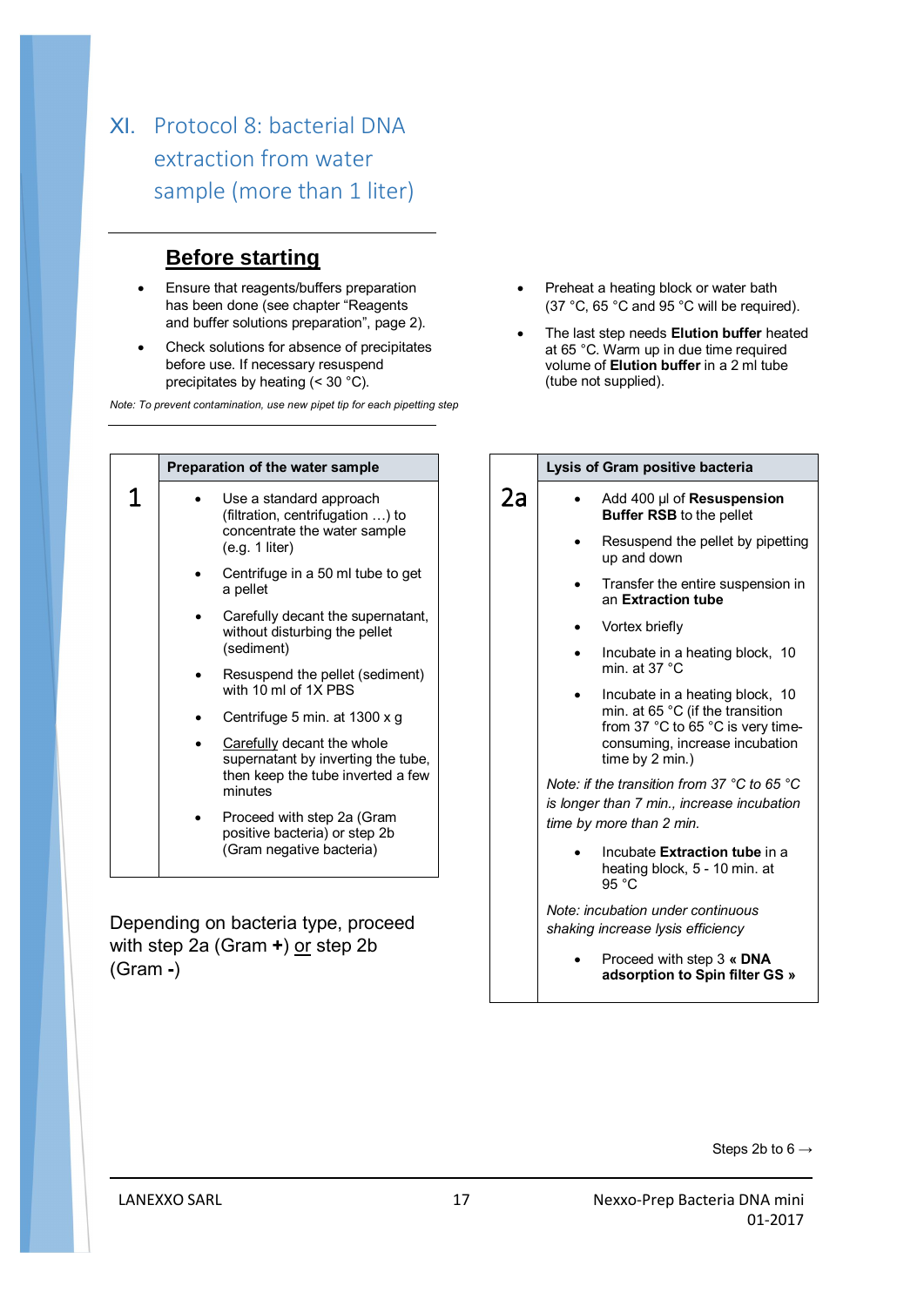# XI. Protocol 8: bacterial DNA extraction from water sample (more than 1 liter)

## Before starting

- Ensure that reagents/buffers preparation has been done (see chapter "Reagents and buffer solutions preparation", page 2).
- Check solutions for absence of precipitates before use. If necessary resuspend precipitates by heating (< 30 °C).

*Note: To prevent contamination, use new pipet tip for each pipetting step*

- Preheat a heating block or water bath (37 °C, 65 °C and 95 °C will be required).
- The last step needs **Elution buffer** heated at 65 °C. Warm up in due time required volume of **Elution buffer** in a 2 ml tube (tube not supplied).

### 1 — Preparation of the water sample

- Use a standard approach (filtration, centrifugation …) to concentrate the water sample (e.g. 1 liter)
- Centrifuge in a 50 ml tube to get a pellet
- Carefully decant the supernatant, without disturbing the pellet (sediment)
- Resuspend the pellet (sediment) with 10 ml of 1X PBS
- Centrifuge 5 min. at 1300 x g
- Carefully decant the whole supernatant by inverting the tube, then keep the tube inverted a few minutes
- Proceed with step 2a (Gram positive bacteria) or step 2b (Gram negative bacteria)

Depending on bacteria type, proceed with step 2a (Gram **+**) or step 2b (Gram **-**)

### 2a — Lysis of Gram positive bacteria

- Add 400 µl of **Resuspension Buffer RSB** to the pellet
- Resuspend the pellet by pipetting up and down
- Transfer the entire suspension in an **Extraction tube**
- Vortex briefly
- Incubate in a heating block, 10 min. at 37 °C
- Incubate in a heating block, 10 min. at 65 °C (if the transition from 37 °C to 65 °C is very time-consuming, increase incubation time by 2 min.)

*Note: if the transition from 37 °C to 65 °C is longer than 7 min., increase incubation time by more than 2 min.*

- Incubate **Extraction tube** in a heating block, 5 - 10 min. at 95 °C

*Note: incubation under continuous shaking increase lysis efficiency*

- Proceed with step 3 **« DNA adsorption to Spin filter GS »**

Steps 2b to 6 →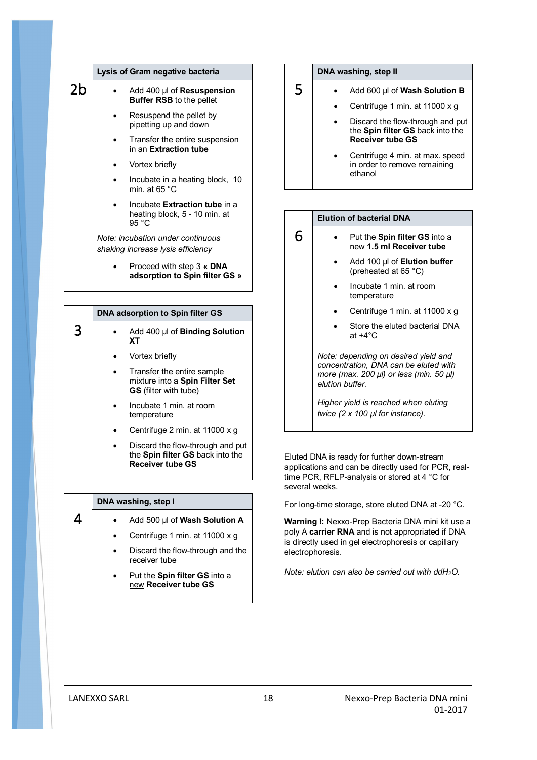## 2b Lysis of Gram negative bacteria

- Add 400 µl of **Resuspension Buffer RSB** to the pellet
- Resuspend the pellet by pipetting up and down
- Transfer the entire suspension in an **Extraction tube**
- Vortex briefly
- Incubate in a heating block, 10 min. at 65 °C
- Incubate **Extraction tube** in a heating block, 5 - 10 min. at 95 °C

*Note: incubation under continuous shaking increase lysis efficiency*

- Proceed with step 3 **« DNA adsorption to Spin filter GS »**

## 3 DNA adsorption to Spin filter GS

- Add 400 µl of **Binding Solution XT**
- Vortex briefly
- Transfer the entire sample mixture into a **Spin Filter Set GS** (filter with tube)
- Incubate 1 min. at room temperature
- Centrifuge 2 min. at 11000 x g
- Discard the flow-through and put the **Spin filter GS** back into the **Receiver tube GS**

## 4 DNA washing, step I

- Add 500 µl of **Wash Solution A**
- Centrifuge 1 min. at 11000 x g
- Discard the flow-through and the receiver tube
- Put the **Spin filter GS** into a new **Receiver tube GS**

## 5 DNA washing, step II

- Add 600 µl of **Wash Solution B**
- Centrifuge 1 min. at 11000 x g
- Discard the flow-through and put the **Spin filter GS** back into the **Receiver tube GS**
- Centrifuge 4 min. at max. speed in order to remove remaining ethanol

## 6 Elution of bacterial DNA

- Put the **Spin filter GS** into a new **1.5 ml Receiver tube**
- Add 100 µl of **Elution buffer** (preheated at 65 °C)
- Incubate 1 min. at room temperature
- Centrifuge 1 min. at 11000 x g
- Store the eluted bacterial DNA at +4°C

*Note: depending on desired yield and concentration, DNA can be eluted with more (max. 200 µl) or less (min. 50 µl) elution buffer.*

*Higher yield is reached when eluting twice (2 x 100 µl for instance).*

Eluted DNA is ready for further down-stream applications and can be directly used for PCR, real-time PCR, RFLP-analysis or stored at 4 °C for several weeks.

For long-time storage, store eluted DNA at -20 °C.

**Warning !:** Nexxo-Prep Bacteria DNA mini kit use a poly A **carrier RNA** and is not appropriated if DNA is directly used in gel electrophoresis or capillary electrophoresis.

*Note: elution can also be carried out with $ddH_2O$.*